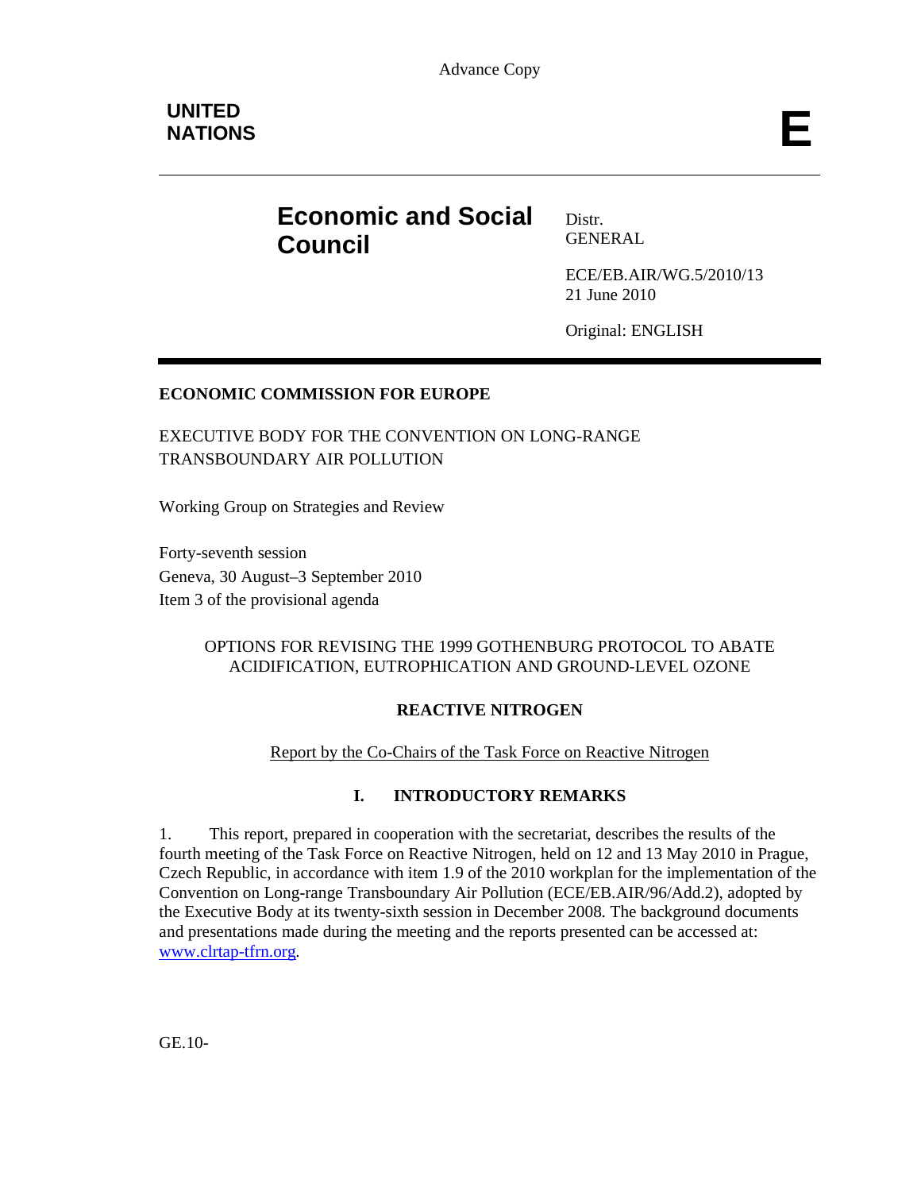Advance Copy

**UNITED NATIONS**

**E**

# Economic and Social Council

Distr.
GENERAL

ECE/EB.AIR/WG.5/2010/13
21 June 2010

Original: ENGLISH

**ECONOMIC COMMISSION FOR EUROPE**

EXECUTIVE BODY FOR THE CONVENTION ON LONG-RANGE TRANSBOUNDARY AIR POLLUTION

Working Group on Strategies and Review

Forty-seventh session
Geneva, 30 August–3 September 2010
Item 3 of the provisional agenda

OPTIONS FOR REVISING THE 1999 GOTHENBURG PROTOCOL TO ABATE ACIDIFICATION, EUTROPHICATION AND GROUND-LEVEL OZONE

**REACTIVE NITROGEN**

Report by the Co-Chairs of the Task Force on Reactive Nitrogen

## I. INTRODUCTORY REMARKS

1. This report, prepared in cooperation with the secretariat, describes the results of the fourth meeting of the Task Force on Reactive Nitrogen, held on 12 and 13 May 2010 in Prague, Czech Republic, in accordance with item 1.9 of the 2010 workplan for the implementation of the Convention on Long-range Transboundary Air Pollution (ECE/EB.AIR/96/Add.2), adopted by the Executive Body at its twenty-sixth session in December 2008. The background documents and presentations made during the meeting and the reports presented can be accessed at: www.clrtap-tfrn.org.

GE.10-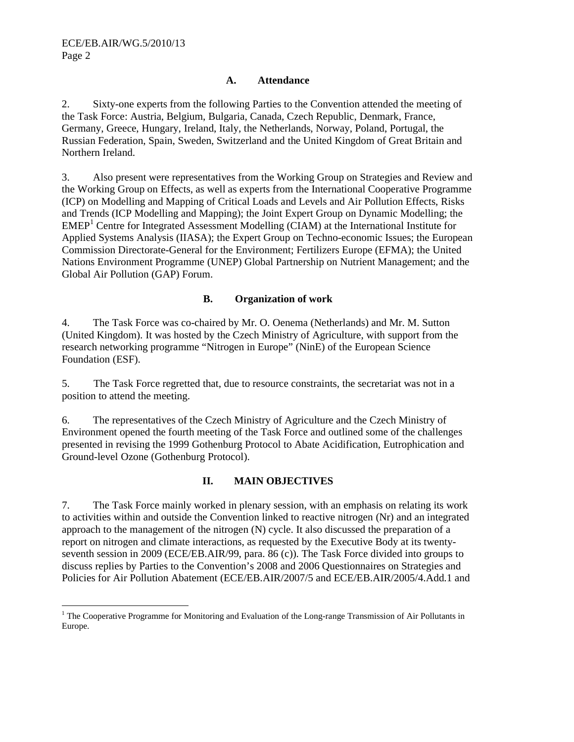### A. Attendance

2. Sixty-one experts from the following Parties to the Convention attended the meeting of the Task Force: Austria, Belgium, Bulgaria, Canada, Czech Republic, Denmark, France, Germany, Greece, Hungary, Ireland, Italy, the Netherlands, Norway, Poland, Portugal, the Russian Federation, Spain, Sweden, Switzerland and the United Kingdom of Great Britain and Northern Ireland.

3. Also present were representatives from the Working Group on Strategies and Review and the Working Group on Effects, as well as experts from the International Cooperative Programme (ICP) on Modelling and Mapping of Critical Loads and Levels and Air Pollution Effects, Risks and Trends (ICP Modelling and Mapping); the Joint Expert Group on Dynamic Modelling; the EMEP[1] Centre for Integrated Assessment Modelling (CIAM) at the International Institute for Applied Systems Analysis (IIASA); the Expert Group on Techno-economic Issues; the European Commission Directorate-General for the Environment; Fertilizers Europe (EFMA); the United Nations Environment Programme (UNEP) Global Partnership on Nutrient Management; and the Global Air Pollution (GAP) Forum.

### B. Organization of work

4. The Task Force was co-chaired by Mr. O. Oenema (Netherlands) and Mr. M. Sutton (United Kingdom). It was hosted by the Czech Ministry of Agriculture, with support from the research networking programme "Nitrogen in Europe" (NinE) of the European Science Foundation (ESF).

5. The Task Force regretted that, due to resource constraints, the secretariat was not in a position to attend the meeting.

6. The representatives of the Czech Ministry of Agriculture and the Czech Ministry of Environment opened the fourth meeting of the Task Force and outlined some of the challenges presented in revising the 1999 Gothenburg Protocol to Abate Acidification, Eutrophication and Ground-level Ozone (Gothenburg Protocol).

## II. MAIN OBJECTIVES

7. The Task Force mainly worked in plenary session, with an emphasis on relating its work to activities within and outside the Convention linked to reactive nitrogen (Nr) and an integrated approach to the management of the nitrogen (N) cycle. It also discussed the preparation of a report on nitrogen and climate interactions, as requested by the Executive Body at its twenty-seventh session in 2009 (ECE/EB.AIR/99, para. 86 (c)). The Task Force divided into groups to discuss replies by Parties to the Convention's 2008 and 2006 Questionnaires on Strategies and Policies for Air Pollution Abatement (ECE/EB.AIR/2007/5 and ECE/EB.AIR/2005/4.Add.1 and

[1] The Cooperative Programme for Monitoring and Evaluation of the Long-range Transmission of Air Pollutants in Europe.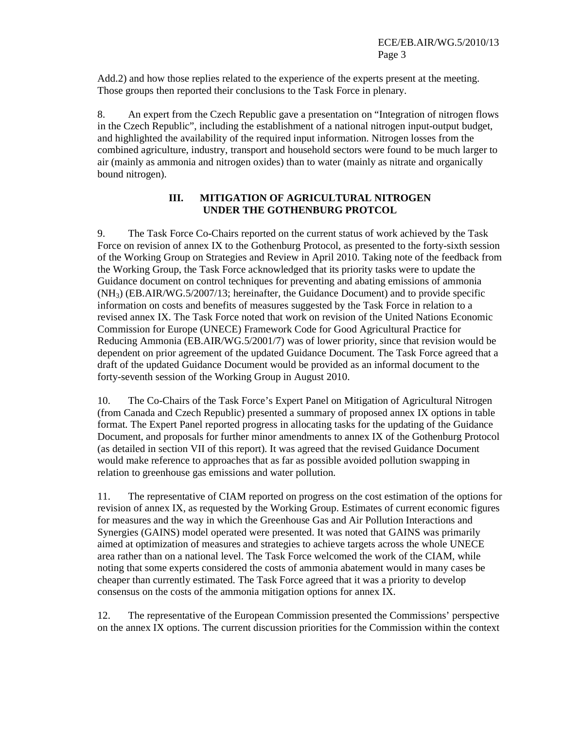Add.2) and how those replies related to the experience of the experts present at the meeting. Those groups then reported their conclusions to the Task Force in plenary.

8. An expert from the Czech Republic gave a presentation on “Integration of nitrogen flows in the Czech Republic”, including the establishment of a national nitrogen input-output budget, and highlighted the availability of the required input information. Nitrogen losses from the combined agriculture, industry, transport and household sectors were found to be much larger to air (mainly as ammonia and nitrogen oxides) than to water (mainly as nitrate and organically bound nitrogen).

## III. MITIGATION OF AGRICULTURAL NITROGEN UNDER THE GOTHENBURG PROTCOL

9. The Task Force Co-Chairs reported on the current status of work achieved by the Task Force on revision of annex IX to the Gothenburg Protocol, as presented to the forty-sixth session of the Working Group on Strategies and Review in April 2010. Taking note of the feedback from the Working Group, the Task Force acknowledged that its priority tasks were to update the Guidance document on control techniques for preventing and abating emissions of ammonia ($NH_3$) (EB.AIR/WG.5/2007/13; hereinafter, the Guidance Document) and to provide specific information on costs and benefits of measures suggested by the Task Force in relation to a revised annex IX. The Task Force noted that work on revision of the United Nations Economic Commission for Europe (UNECE) Framework Code for Good Agricultural Practice for Reducing Ammonia (EB.AIR/WG.5/2001/7) was of lower priority, since that revision would be dependent on prior agreement of the updated Guidance Document. The Task Force agreed that a draft of the updated Guidance Document would be provided as an informal document to the forty-seventh session of the Working Group in August 2010.

10. The Co-Chairs of the Task Force’s Expert Panel on Mitigation of Agricultural Nitrogen (from Canada and Czech Republic) presented a summary of proposed annex IX options in table format. The Expert Panel reported progress in allocating tasks for the updating of the Guidance Document, and proposals for further minor amendments to annex IX of the Gothenburg Protocol (as detailed in section VII of this report). It was agreed that the revised Guidance Document would make reference to approaches that as far as possible avoided pollution swapping in relation to greenhouse gas emissions and water pollution.

11. The representative of CIAM reported on progress on the cost estimation of the options for revision of annex IX, as requested by the Working Group. Estimates of current economic figures for measures and the way in which the Greenhouse Gas and Air Pollution Interactions and Synergies (GAINS) model operated were presented. It was noted that GAINS was primarily aimed at optimization of measures and strategies to achieve targets across the whole UNECE area rather than on a national level. The Task Force welcomed the work of the CIAM, while noting that some experts considered the costs of ammonia abatement would in many cases be cheaper than currently estimated. The Task Force agreed that it was a priority to develop consensus on the costs of the ammonia mitigation options for annex IX.

12. The representative of the European Commission presented the Commissions’ perspective on the annex IX options. The current discussion priorities for the Commission within the context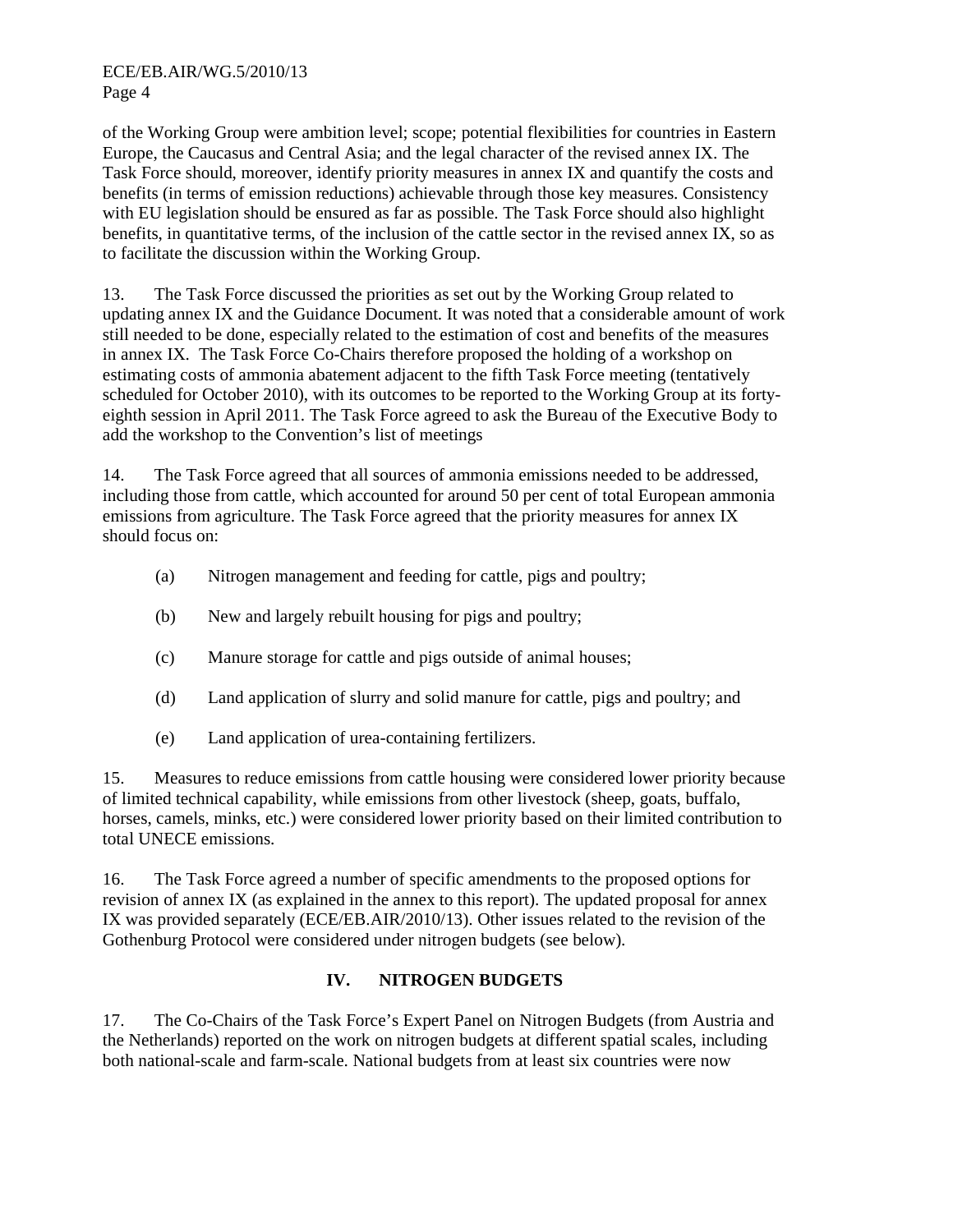of the Working Group were ambition level; scope; potential flexibilities for countries in Eastern Europe, the Caucasus and Central Asia; and the legal character of the revised annex IX. The Task Force should, moreover, identify priority measures in annex IX and quantify the costs and benefits (in terms of emission reductions) achievable through those key measures. Consistency with EU legislation should be ensured as far as possible. The Task Force should also highlight benefits, in quantitative terms, of the inclusion of the cattle sector in the revised annex IX, so as to facilitate the discussion within the Working Group.

13. The Task Force discussed the priorities as set out by the Working Group related to updating annex IX and the Guidance Document. It was noted that a considerable amount of work still needed to be done, especially related to the estimation of cost and benefits of the measures in annex IX. The Task Force Co-Chairs therefore proposed the holding of a workshop on estimating costs of ammonia abatement adjacent to the fifth Task Force meeting (tentatively scheduled for October 2010), with its outcomes to be reported to the Working Group at its forty-eighth session in April 2011. The Task Force agreed to ask the Bureau of the Executive Body to add the workshop to the Convention's list of meetings

14. The Task Force agreed that all sources of ammonia emissions needed to be addressed, including those from cattle, which accounted for around 50 per cent of total European ammonia emissions from agriculture. The Task Force agreed that the priority measures for annex IX should focus on:

(a) Nitrogen management and feeding for cattle, pigs and poultry;

(b) New and largely rebuilt housing for pigs and poultry;

(c) Manure storage for cattle and pigs outside of animal houses;

(d) Land application of slurry and solid manure for cattle, pigs and poultry; and

(e) Land application of urea-containing fertilizers.

15. Measures to reduce emissions from cattle housing were considered lower priority because of limited technical capability, while emissions from other livestock (sheep, goats, buffalo, horses, camels, minks, etc.) were considered lower priority based on their limited contribution to total UNECE emissions.

16. The Task Force agreed a number of specific amendments to the proposed options for revision of annex IX (as explained in the annex to this report). The updated proposal for annex IX was provided separately (ECE/EB.AIR/2010/13). Other issues related to the revision of the Gothenburg Protocol were considered under nitrogen budgets (see below).

## IV. NITROGEN BUDGETS

17. The Co-Chairs of the Task Force's Expert Panel on Nitrogen Budgets (from Austria and the Netherlands) reported on the work on nitrogen budgets at different spatial scales, including both national-scale and farm-scale. National budgets from at least six countries were now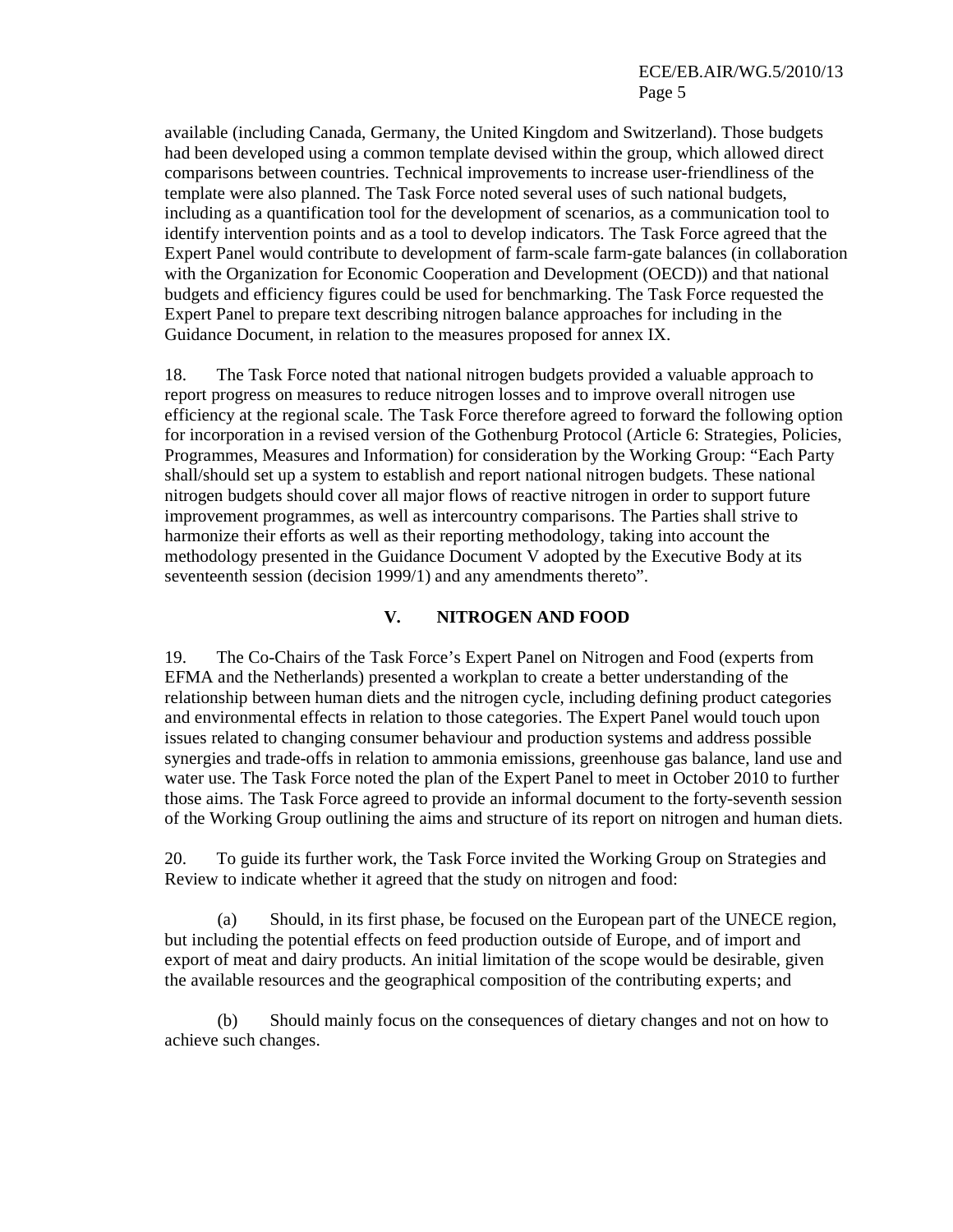available (including Canada, Germany, the United Kingdom and Switzerland). Those budgets had been developed using a common template devised within the group, which allowed direct comparisons between countries. Technical improvements to increase user-friendliness of the template were also planned. The Task Force noted several uses of such national budgets, including as a quantification tool for the development of scenarios, as a communication tool to identify intervention points and as a tool to develop indicators. The Task Force agreed that the Expert Panel would contribute to development of farm-scale farm-gate balances (in collaboration with the Organization for Economic Cooperation and Development (OECD)) and that national budgets and efficiency figures could be used for benchmarking. The Task Force requested the Expert Panel to prepare text describing nitrogen balance approaches for including in the Guidance Document, in relation to the measures proposed for annex IX.

18. The Task Force noted that national nitrogen budgets provided a valuable approach to report progress on measures to reduce nitrogen losses and to improve overall nitrogen use efficiency at the regional scale. The Task Force therefore agreed to forward the following option for incorporation in a revised version of the Gothenburg Protocol (Article 6: Strategies, Policies, Programmes, Measures and Information) for consideration by the Working Group: "Each Party shall/should set up a system to establish and report national nitrogen budgets. These national nitrogen budgets should cover all major flows of reactive nitrogen in order to support future improvement programmes, as well as intercountry comparisons. The Parties shall strive to harmonize their efforts as well as their reporting methodology, taking into account the methodology presented in the Guidance Document V adopted by the Executive Body at its seventeenth session (decision 1999/1) and any amendments thereto".

## V. NITROGEN AND FOOD

19. The Co-Chairs of the Task Force's Expert Panel on Nitrogen and Food (experts from EFMA and the Netherlands) presented a workplan to create a better understanding of the relationship between human diets and the nitrogen cycle, including defining product categories and environmental effects in relation to those categories. The Expert Panel would touch upon issues related to changing consumer behaviour and production systems and address possible synergies and trade-offs in relation to ammonia emissions, greenhouse gas balance, land use and water use. The Task Force noted the plan of the Expert Panel to meet in October 2010 to further those aims. The Task Force agreed to provide an informal document to the forty-seventh session of the Working Group outlining the aims and structure of its report on nitrogen and human diets.

20. To guide its further work, the Task Force invited the Working Group on Strategies and Review to indicate whether it agreed that the study on nitrogen and food:

(a) Should, in its first phase, be focused on the European part of the UNECE region, but including the potential effects on feed production outside of Europe, and of import and export of meat and dairy products. An initial limitation of the scope would be desirable, given the available resources and the geographical composition of the contributing experts; and

(b) Should mainly focus on the consequences of dietary changes and not on how to achieve such changes.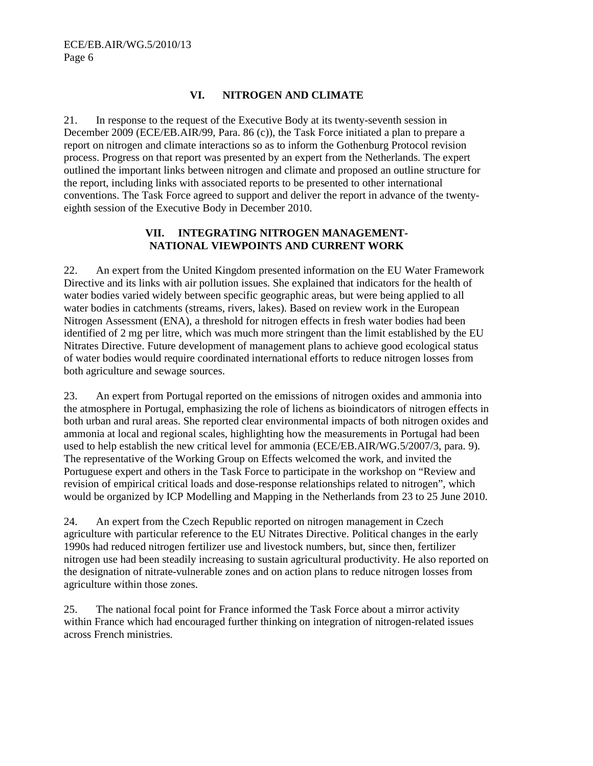## VI. NITROGEN AND CLIMATE

21. In response to the request of the Executive Body at its twenty-seventh session in December 2009 (ECE/EB.AIR/99, Para. 86 (c)), the Task Force initiated a plan to prepare a report on nitrogen and climate interactions so as to inform the Gothenburg Protocol revision process. Progress on that report was presented by an expert from the Netherlands. The expert outlined the important links between nitrogen and climate and proposed an outline structure for the report, including links with associated reports to be presented to other international conventions. The Task Force agreed to support and deliver the report in advance of the twenty-eighth session of the Executive Body in December 2010.

## VII. INTEGRATING NITROGEN MANAGEMENT-NATIONAL VIEWPOINTS AND CURRENT WORK

22. An expert from the United Kingdom presented information on the EU Water Framework Directive and its links with air pollution issues. She explained that indicators for the health of water bodies varied widely between specific geographic areas, but were being applied to all water bodies in catchments (streams, rivers, lakes). Based on review work in the European Nitrogen Assessment (ENA), a threshold for nitrogen effects in fresh water bodies had been identified of 2 mg per litre, which was much more stringent than the limit established by the EU Nitrates Directive. Future development of management plans to achieve good ecological status of water bodies would require coordinated international efforts to reduce nitrogen losses from both agriculture and sewage sources.

23. An expert from Portugal reported on the emissions of nitrogen oxides and ammonia into the atmosphere in Portugal, emphasizing the role of lichens as bioindicators of nitrogen effects in both urban and rural areas. She reported clear environmental impacts of both nitrogen oxides and ammonia at local and regional scales, highlighting how the measurements in Portugal had been used to help establish the new critical level for ammonia (ECE/EB.AIR/WG.5/2007/3, para. 9). The representative of the Working Group on Effects welcomed the work, and invited the Portuguese expert and others in the Task Force to participate in the workshop on "Review and revision of empirical critical loads and dose-response relationships related to nitrogen", which would be organized by ICP Modelling and Mapping in the Netherlands from 23 to 25 June 2010.

24. An expert from the Czech Republic reported on nitrogen management in Czech agriculture with particular reference to the EU Nitrates Directive. Political changes in the early 1990s had reduced nitrogen fertilizer use and livestock numbers, but, since then, fertilizer nitrogen use had been steadily increasing to sustain agricultural productivity. He also reported on the designation of nitrate-vulnerable zones and on action plans to reduce nitrogen losses from agriculture within those zones.

25. The national focal point for France informed the Task Force about a mirror activity within France which had encouraged further thinking on integration of nitrogen-related issues across French ministries.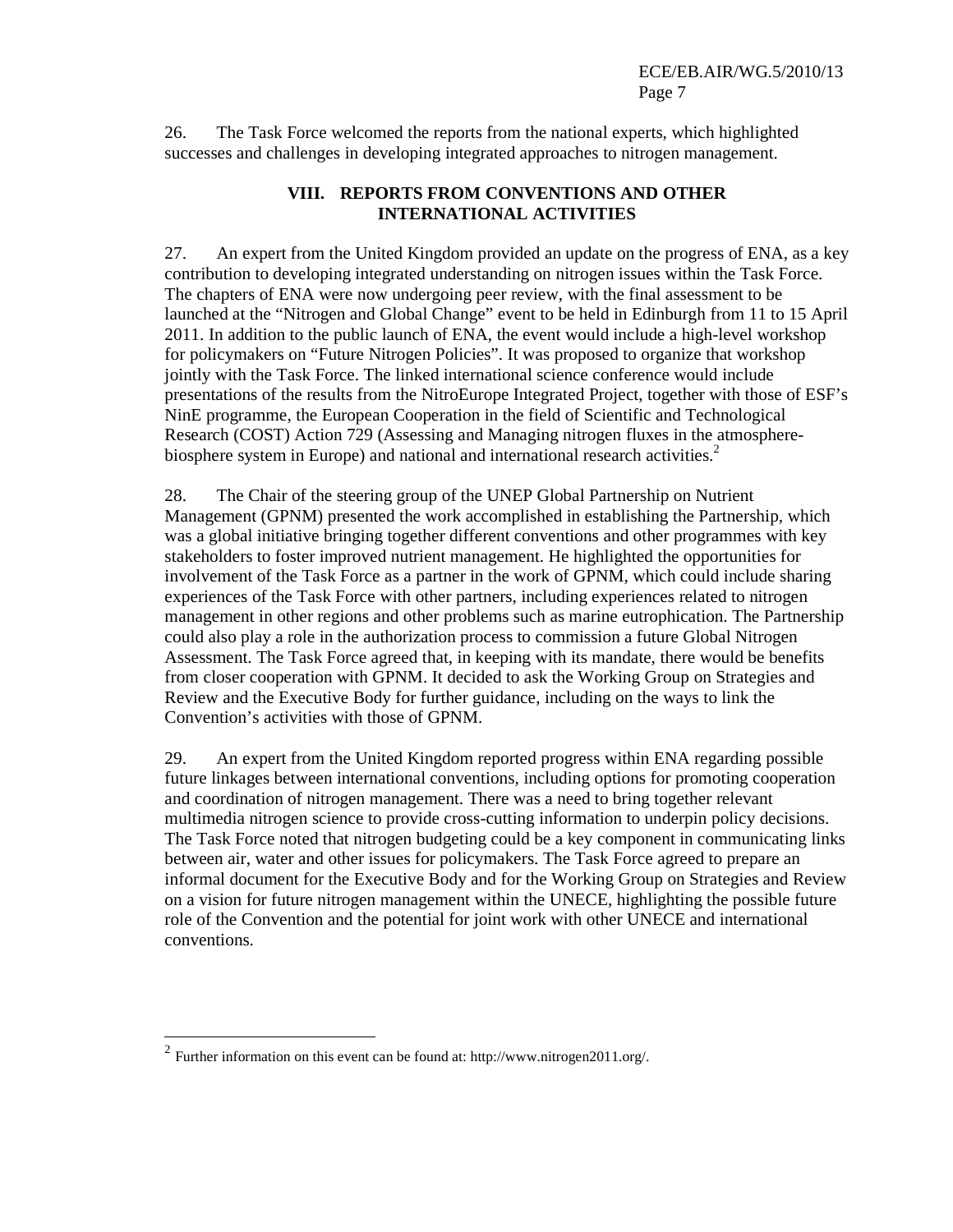26. The Task Force welcomed the reports from the national experts, which highlighted successes and challenges in developing integrated approaches to nitrogen management.

## VIII. REPORTS FROM CONVENTIONS AND OTHER INTERNATIONAL ACTIVITIES

27. An expert from the United Kingdom provided an update on the progress of ENA, as a key contribution to developing integrated understanding on nitrogen issues within the Task Force. The chapters of ENA were now undergoing peer review, with the final assessment to be launched at the "Nitrogen and Global Change" event to be held in Edinburgh from 11 to 15 April 2011. In addition to the public launch of ENA, the event would include a high-level workshop for policymakers on "Future Nitrogen Policies". It was proposed to organize that workshop jointly with the Task Force. The linked international science conference would include presentations of the results from the NitroEurope Integrated Project, together with those of ESF's NinE programme, the European Cooperation in the field of Scientific and Technological Research (COST) Action 729 (Assessing and Managing nitrogen fluxes in the atmosphere-biosphere system in Europe) and national and international research activities.[2]

28. The Chair of the steering group of the UNEP Global Partnership on Nutrient Management (GPNM) presented the work accomplished in establishing the Partnership, which was a global initiative bringing together different conventions and other programmes with key stakeholders to foster improved nutrient management. He highlighted the opportunities for involvement of the Task Force as a partner in the work of GPNM, which could include sharing experiences of the Task Force with other partners, including experiences related to nitrogen management in other regions and other problems such as marine eutrophication. The Partnership could also play a role in the authorization process to commission a future Global Nitrogen Assessment. The Task Force agreed that, in keeping with its mandate, there would be benefits from closer cooperation with GPNM. It decided to ask the Working Group on Strategies and Review and the Executive Body for further guidance, including on the ways to link the Convention's activities with those of GPNM.

29. An expert from the United Kingdom reported progress within ENA regarding possible future linkages between international conventions, including options for promoting cooperation and coordination of nitrogen management. There was a need to bring together relevant multimedia nitrogen science to provide cross-cutting information to underpin policy decisions. The Task Force noted that nitrogen budgeting could be a key component in communicating links between air, water and other issues for policymakers. The Task Force agreed to prepare an informal document for the Executive Body and for the Working Group on Strategies and Review on a vision for future nitrogen management within the UNECE, highlighting the possible future role of the Convention and the potential for joint work with other UNECE and international conventions.

---

[2] Further information on this event can be found at: http://www.nitrogen2011.org/.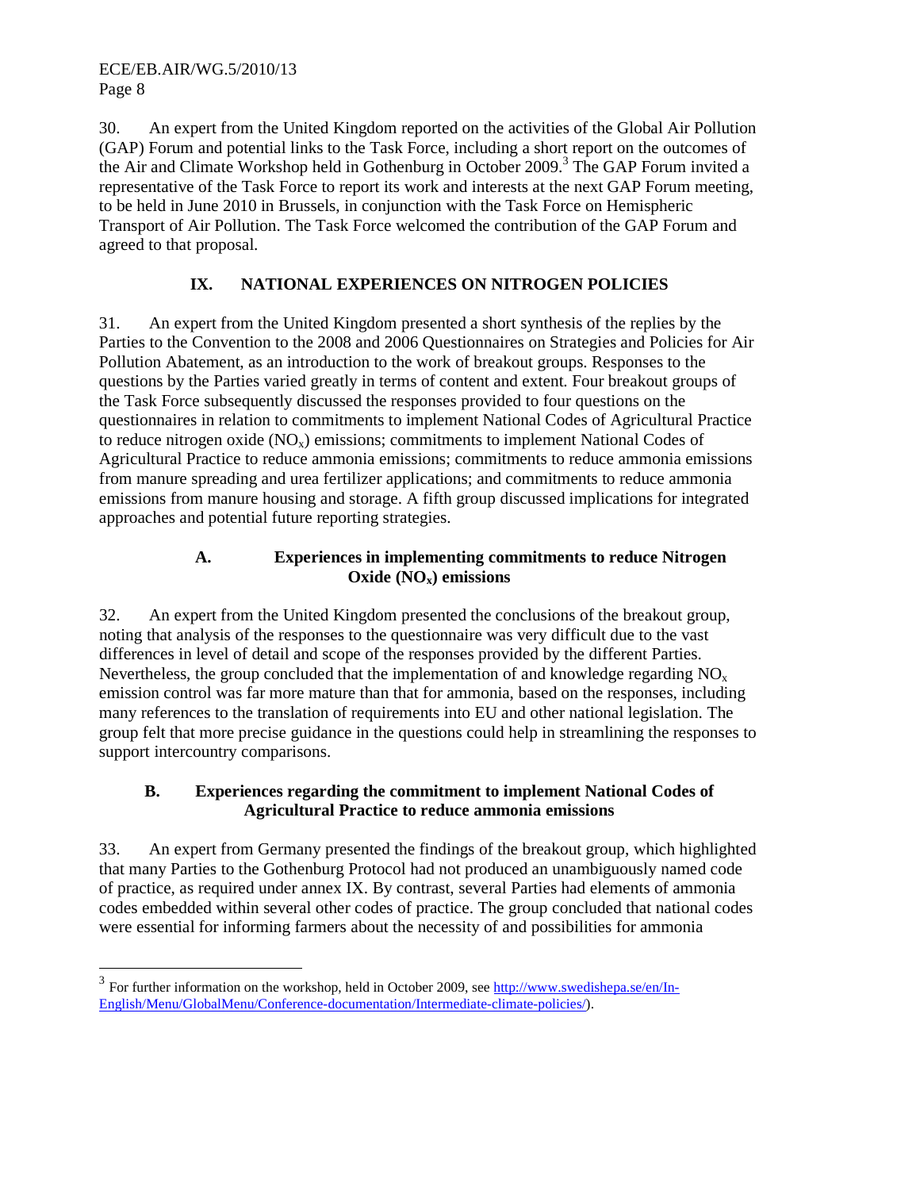30. An expert from the United Kingdom reported on the activities of the Global Air Pollution (GAP) Forum and potential links to the Task Force, including a short report on the outcomes of the Air and Climate Workshop held in Gothenburg in October 2009.[3] The GAP Forum invited a representative of the Task Force to report its work and interests at the next GAP Forum meeting, to be held in June 2010 in Brussels, in conjunction with the Task Force on Hemispheric Transport of Air Pollution. The Task Force welcomed the contribution of the GAP Forum and agreed to that proposal.

## IX. NATIONAL EXPERIENCES ON NITROGEN POLICIES

31. An expert from the United Kingdom presented a short synthesis of the replies by the Parties to the Convention to the 2008 and 2006 Questionnaires on Strategies and Policies for Air Pollution Abatement, as an introduction to the work of breakout groups. Responses to the questions by the Parties varied greatly in terms of content and extent. Four breakout groups of the Task Force subsequently discussed the responses provided to four questions on the questionnaires in relation to commitments to implement National Codes of Agricultural Practice to reduce nitrogen oxide ($NO_x$) emissions; commitments to implement National Codes of Agricultural Practice to reduce ammonia emissions; commitments to reduce ammonia emissions from manure spreading and urea fertilizer applications; and commitments to reduce ammonia emissions from manure housing and storage. A fifth group discussed implications for integrated approaches and potential future reporting strategies.

### A. Experiences in implementing commitments to reduce Nitrogen Oxide ($NO_x$) emissions

32. An expert from the United Kingdom presented the conclusions of the breakout group, noting that analysis of the responses to the questionnaire was very difficult due to the vast differences in level of detail and scope of the responses provided by the different Parties. Nevertheless, the group concluded that the implementation of and knowledge regarding $NO_x$ emission control was far more mature than that for ammonia, based on the responses, including many references to the translation of requirements into EU and other national legislation. The group felt that more precise guidance in the questions could help in streamlining the responses to support intercountry comparisons.

### B. Experiences regarding the commitment to implement National Codes of Agricultural Practice to reduce ammonia emissions

33. An expert from Germany presented the findings of the breakout group, which highlighted that many Parties to the Gothenburg Protocol had not produced an unambiguously named code of practice, as required under annex IX. By contrast, several Parties had elements of ammonia codes embedded within several other codes of practice. The group concluded that national codes were essential for informing farmers about the necessity of and possibilities for ammonia

---

[3] For further information on the workshop, held in October 2009, see http://www.swedishepa.se/en/In-English/Menu/GlobalMenu/Conference-documentation/Intermediate-climate-policies/).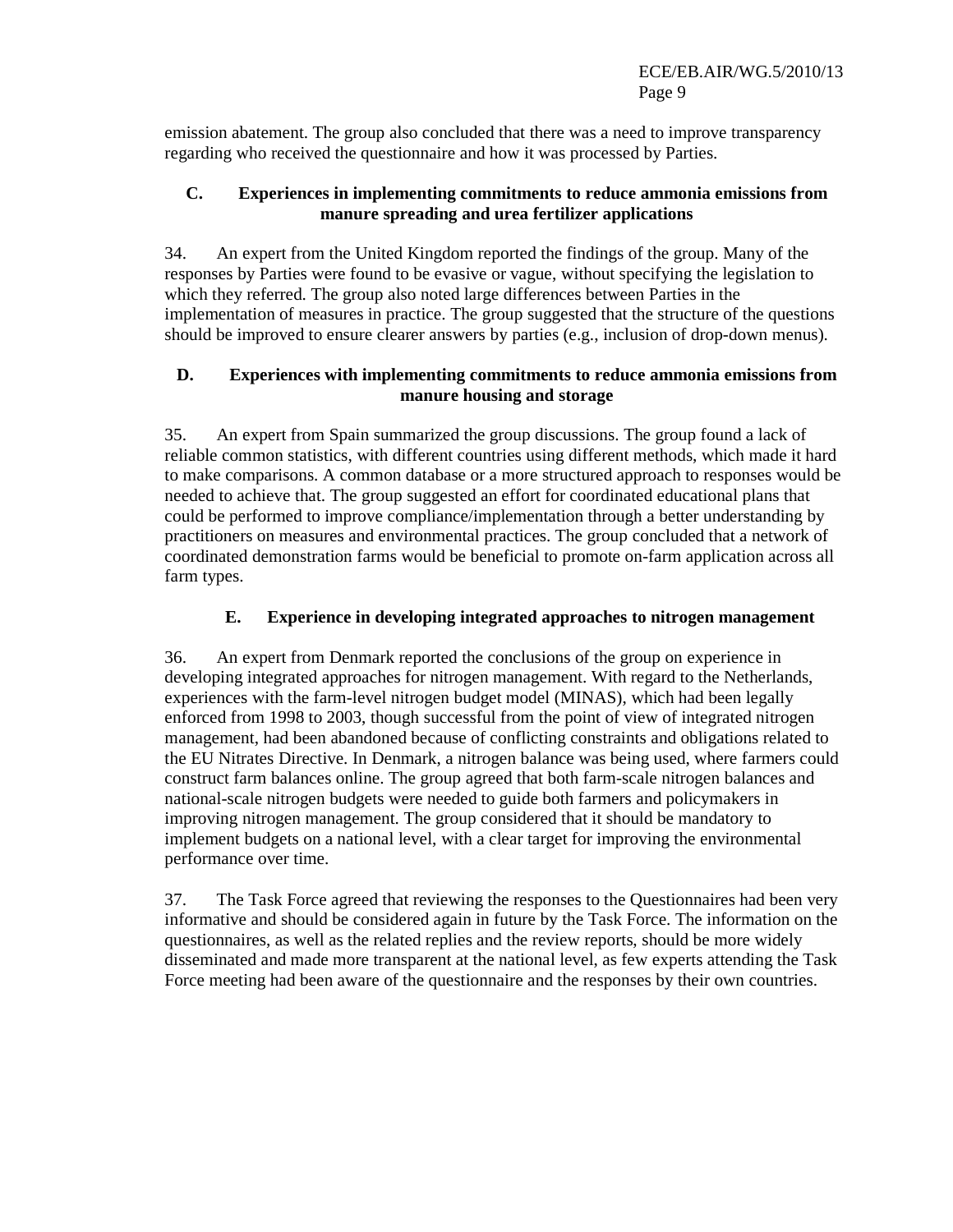emission abatement. The group also concluded that there was a need to improve transparency regarding who received the questionnaire and how it was processed by Parties.

### C. Experiences in implementing commitments to reduce ammonia emissions from manure spreading and urea fertilizer applications

34. An expert from the United Kingdom reported the findings of the group. Many of the responses by Parties were found to be evasive or vague, without specifying the legislation to which they referred. The group also noted large differences between Parties in the implementation of measures in practice. The group suggested that the structure of the questions should be improved to ensure clearer answers by parties (e.g., inclusion of drop-down menus).

### D. Experiences with implementing commitments to reduce ammonia emissions from manure housing and storage

35. An expert from Spain summarized the group discussions. The group found a lack of reliable common statistics, with different countries using different methods, which made it hard to make comparisons. A common database or a more structured approach to responses would be needed to achieve that. The group suggested an effort for coordinated educational plans that could be performed to improve compliance/implementation through a better understanding by practitioners on measures and environmental practices. The group concluded that a network of coordinated demonstration farms would be beneficial to promote on-farm application across all farm types.

### E. Experience in developing integrated approaches to nitrogen management

36. An expert from Denmark reported the conclusions of the group on experience in developing integrated approaches for nitrogen management. With regard to the Netherlands, experiences with the farm-level nitrogen budget model (MINAS), which had been legally enforced from 1998 to 2003, though successful from the point of view of integrated nitrogen management, had been abandoned because of conflicting constraints and obligations related to the EU Nitrates Directive. In Denmark, a nitrogen balance was being used, where farmers could construct farm balances online. The group agreed that both farm-scale nitrogen balances and national-scale nitrogen budgets were needed to guide both farmers and policymakers in improving nitrogen management. The group considered that it should be mandatory to implement budgets on a national level, with a clear target for improving the environmental performance over time.

37. The Task Force agreed that reviewing the responses to the Questionnaires had been very informative and should be considered again in future by the Task Force. The information on the questionnaires, as well as the related replies and the review reports, should be more widely disseminated and made more transparent at the national level, as few experts attending the Task Force meeting had been aware of the questionnaire and the responses by their own countries.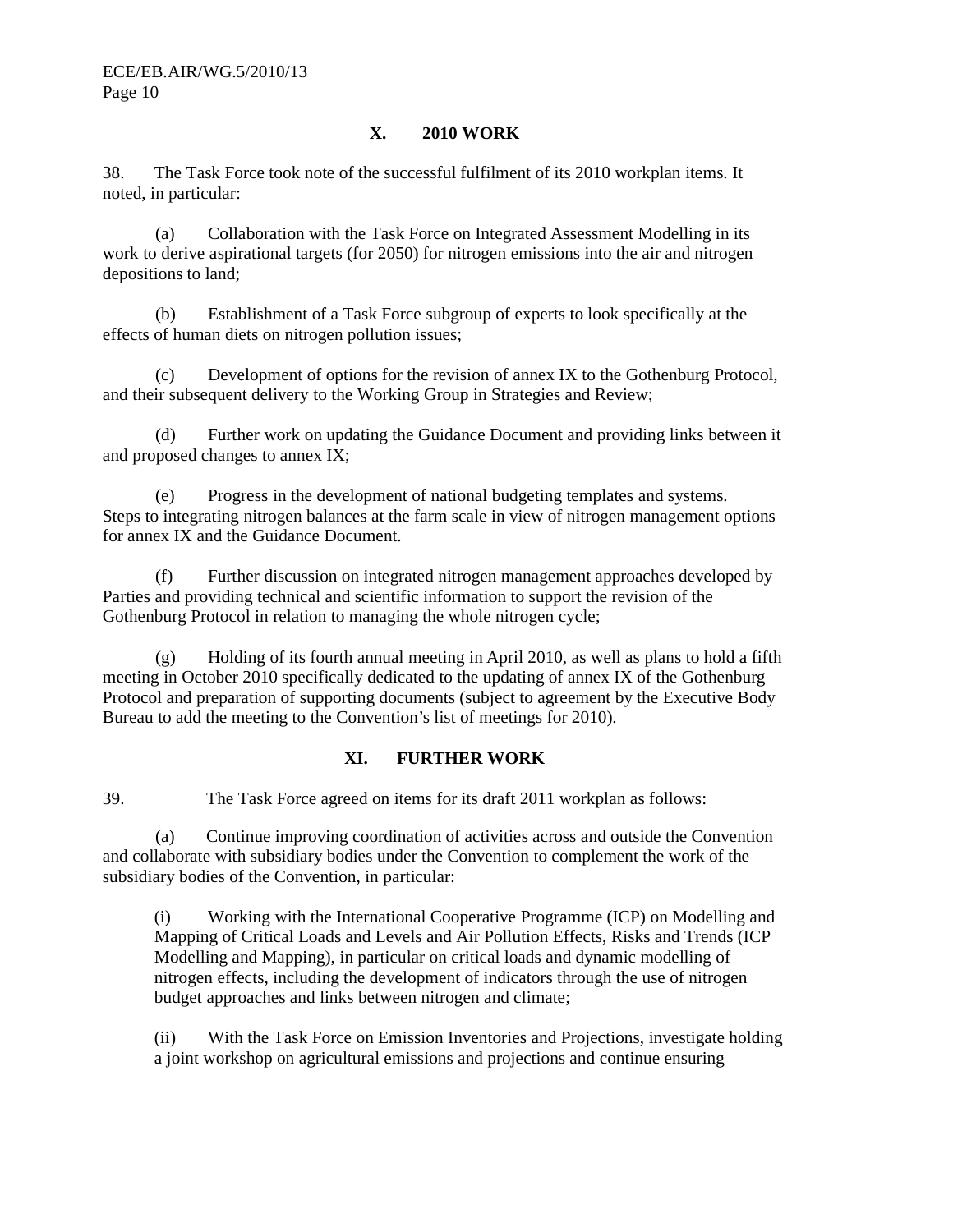## X. 2010 WORK

38. The Task Force took note of the successful fulfilment of its 2010 workplan items. It noted, in particular:

(a) Collaboration with the Task Force on Integrated Assessment Modelling in its work to derive aspirational targets (for 2050) for nitrogen emissions into the air and nitrogen depositions to land;

(b) Establishment of a Task Force subgroup of experts to look specifically at the effects of human diets on nitrogen pollution issues;

(c) Development of options for the revision of annex IX to the Gothenburg Protocol, and their subsequent delivery to the Working Group in Strategies and Review;

(d) Further work on updating the Guidance Document and providing links between it and proposed changes to annex IX;

(e) Progress in the development of national budgeting templates and systems. Steps to integrating nitrogen balances at the farm scale in view of nitrogen management options for annex IX and the Guidance Document.

(f) Further discussion on integrated nitrogen management approaches developed by Parties and providing technical and scientific information to support the revision of the Gothenburg Protocol in relation to managing the whole nitrogen cycle;

(g) Holding of its fourth annual meeting in April 2010, as well as plans to hold a fifth meeting in October 2010 specifically dedicated to the updating of annex IX of the Gothenburg Protocol and preparation of supporting documents (subject to agreement by the Executive Body Bureau to add the meeting to the Convention's list of meetings for 2010).

## XI. FURTHER WORK

39. The Task Force agreed on items for its draft 2011 workplan as follows:

(a) Continue improving coordination of activities across and outside the Convention and collaborate with subsidiary bodies under the Convention to complement the work of the subsidiary bodies of the Convention, in particular:

> (i) Working with the International Cooperative Programme (ICP) on Modelling and Mapping of Critical Loads and Levels and Air Pollution Effects, Risks and Trends (ICP Modelling and Mapping), in particular on critical loads and dynamic modelling of nitrogen effects, including the development of indicators through the use of nitrogen budget approaches and links between nitrogen and climate;
>
> (ii) With the Task Force on Emission Inventories and Projections, investigate holding a joint workshop on agricultural emissions and projections and continue ensuring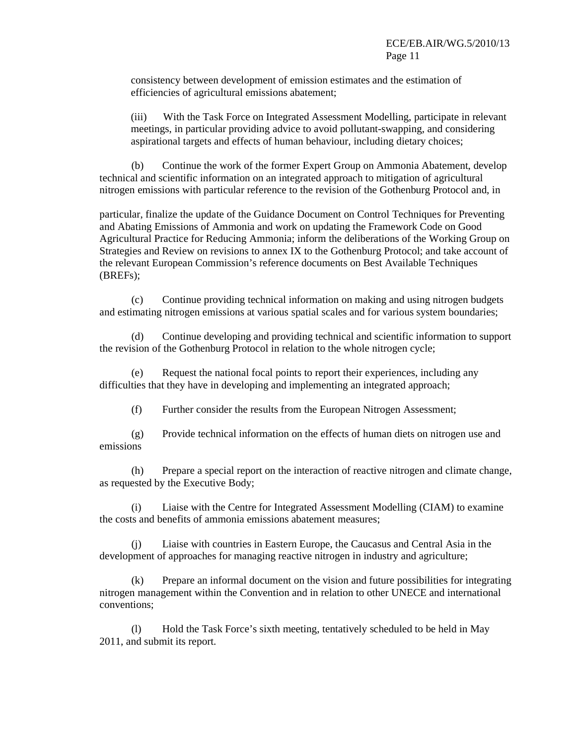consistency between development of emission estimates and the estimation of efficiencies of agricultural emissions abatement;

(iii) With the Task Force on Integrated Assessment Modelling, participate in relevant meetings, in particular providing advice to avoid pollutant-swapping, and considering aspirational targets and effects of human behaviour, including dietary choices;

(b) Continue the work of the former Expert Group on Ammonia Abatement, develop technical and scientific information on an integrated approach to mitigation of agricultural nitrogen emissions with particular reference to the revision of the Gothenburg Protocol and, in particular, finalize the update of the Guidance Document on Control Techniques for Preventing and Abating Emissions of Ammonia and work on updating the Framework Code on Good Agricultural Practice for Reducing Ammonia; inform the deliberations of the Working Group on Strategies and Review on revisions to annex IX to the Gothenburg Protocol; and take account of the relevant European Commission's reference documents on Best Available Techniques (BREFs);

(c) Continue providing technical information on making and using nitrogen budgets and estimating nitrogen emissions at various spatial scales and for various system boundaries;

(d) Continue developing and providing technical and scientific information to support the revision of the Gothenburg Protocol in relation to the whole nitrogen cycle;

(e) Request the national focal points to report their experiences, including any difficulties that they have in developing and implementing an integrated approach;

(f) Further consider the results from the European Nitrogen Assessment;

(g) Provide technical information on the effects of human diets on nitrogen use and emissions

(h) Prepare a special report on the interaction of reactive nitrogen and climate change, as requested by the Executive Body;

(i) Liaise with the Centre for Integrated Assessment Modelling (CIAM) to examine the costs and benefits of ammonia emissions abatement measures;

(j) Liaise with countries in Eastern Europe, the Caucasus and Central Asia in the development of approaches for managing reactive nitrogen in industry and agriculture;

(k) Prepare an informal document on the vision and future possibilities for integrating nitrogen management within the Convention and in relation to other UNECE and international conventions;

(l) Hold the Task Force's sixth meeting, tentatively scheduled to be held in May 2011, and submit its report.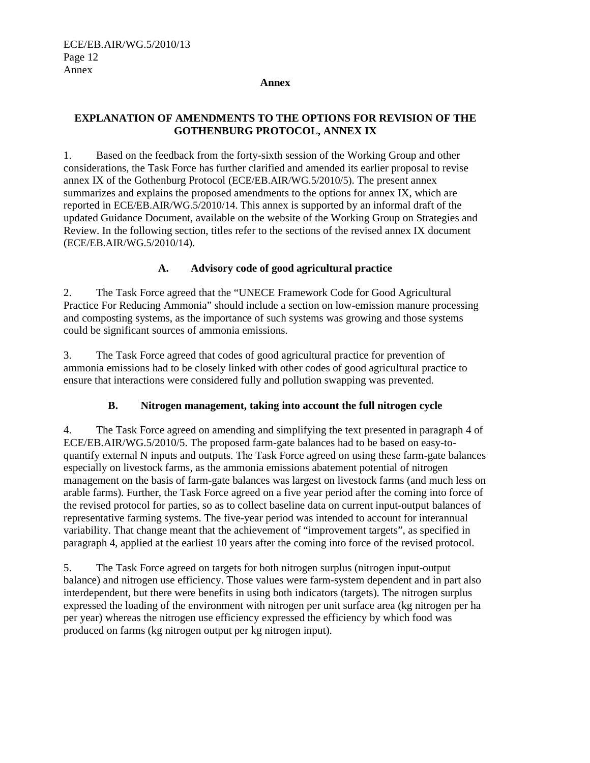## Annex

## EXPLANATION OF AMENDMENTS TO THE OPTIONS FOR REVISION OF THE GOTHENBURG PROTOCOL, ANNEX IX

1. Based on the feedback from the forty-sixth session of the Working Group and other considerations, the Task Force has further clarified and amended its earlier proposal to revise annex IX of the Gothenburg Protocol (ECE/EB.AIR/WG.5/2010/5). The present annex summarizes and explains the proposed amendments to the options for annex IX, which are reported in ECE/EB.AIR/WG.5/2010/14. This annex is supported by an informal draft of the updated Guidance Document, available on the website of the Working Group on Strategies and Review. In the following section, titles refer to the sections of the revised annex IX document (ECE/EB.AIR/WG.5/2010/14).

### A. Advisory code of good agricultural practice

2. The Task Force agreed that the "UNECE Framework Code for Good Agricultural Practice For Reducing Ammonia" should include a section on low-emission manure processing and composting systems, as the importance of such systems was growing and those systems could be significant sources of ammonia emissions.

3. The Task Force agreed that codes of good agricultural practice for prevention of ammonia emissions had to be closely linked with other codes of good agricultural practice to ensure that interactions were considered fully and pollution swapping was prevented.

### B. Nitrogen management, taking into account the full nitrogen cycle

4. The Task Force agreed on amending and simplifying the text presented in paragraph 4 of ECE/EB.AIR/WG.5/2010/5. The proposed farm-gate balances had to be based on easy-to-quantify external N inputs and outputs. The Task Force agreed on using these farm-gate balances especially on livestock farms, as the ammonia emissions abatement potential of nitrogen management on the basis of farm-gate balances was largest on livestock farms (and much less on arable farms). Further, the Task Force agreed on a five year period after the coming into force of the revised protocol for parties, so as to collect baseline data on current input-output balances of representative farming systems. The five-year period was intended to account for interannual variability. That change meant that the achievement of "improvement targets", as specified in paragraph 4, applied at the earliest 10 years after the coming into force of the revised protocol.

5. The Task Force agreed on targets for both nitrogen surplus (nitrogen input-output balance) and nitrogen use efficiency. Those values were farm-system dependent and in part also interdependent, but there were benefits in using both indicators (targets). The nitrogen surplus expressed the loading of the environment with nitrogen per unit surface area (kg nitrogen per ha per year) whereas the nitrogen use efficiency expressed the efficiency by which food was produced on farms (kg nitrogen output per kg nitrogen input).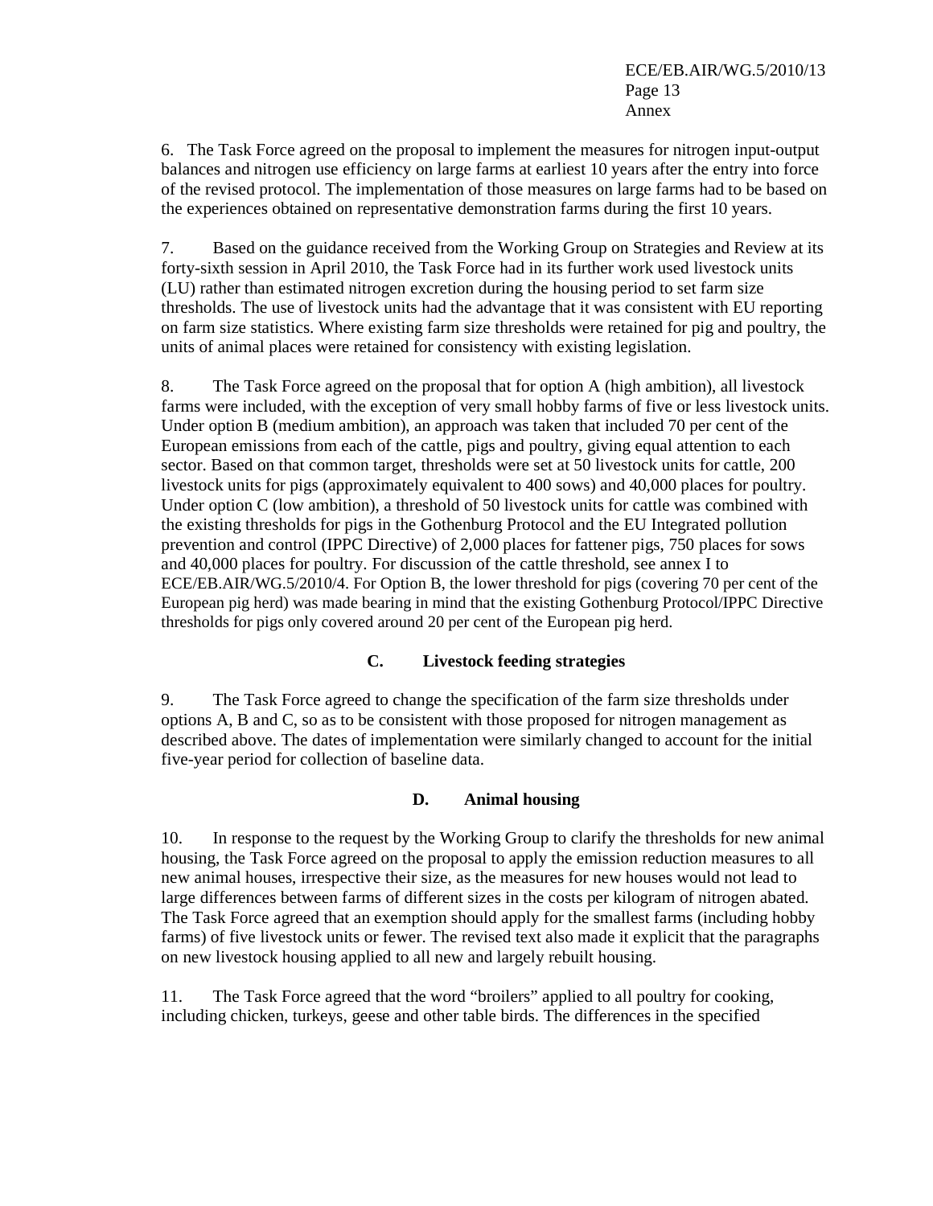6. The Task Force agreed on the proposal to implement the measures for nitrogen input-output balances and nitrogen use efficiency on large farms at earliest 10 years after the entry into force of the revised protocol. The implementation of those measures on large farms had to be based on the experiences obtained on representative demonstration farms during the first 10 years.

7. Based on the guidance received from the Working Group on Strategies and Review at its forty-sixth session in April 2010, the Task Force had in its further work used livestock units (LU) rather than estimated nitrogen excretion during the housing period to set farm size thresholds. The use of livestock units had the advantage that it was consistent with EU reporting on farm size statistics. Where existing farm size thresholds were retained for pig and poultry, the units of animal places were retained for consistency with existing legislation.

8. The Task Force agreed on the proposal that for option A (high ambition), all livestock farms were included, with the exception of very small hobby farms of five or less livestock units. Under option B (medium ambition), an approach was taken that included 70 per cent of the European emissions from each of the cattle, pigs and poultry, giving equal attention to each sector. Based on that common target, thresholds were set at 50 livestock units for cattle, 200 livestock units for pigs (approximately equivalent to 400 sows) and 40,000 places for poultry. Under option C (low ambition), a threshold of 50 livestock units for cattle was combined with the existing thresholds for pigs in the Gothenburg Protocol and the EU Integrated pollution prevention and control (IPPC Directive) of 2,000 places for fattener pigs, 750 places for sows and 40,000 places for poultry. For discussion of the cattle threshold, see annex I to ECE/EB.AIR/WG.5/2010/4. For Option B, the lower threshold for pigs (covering 70 per cent of the European pig herd) was made bearing in mind that the existing Gothenburg Protocol/IPPC Directive thresholds for pigs only covered around 20 per cent of the European pig herd.

### C. Livestock feeding strategies

9. The Task Force agreed to change the specification of the farm size thresholds under options A, B and C, so as to be consistent with those proposed for nitrogen management as described above. The dates of implementation were similarly changed to account for the initial five-year period for collection of baseline data.

### D. Animal housing

10. In response to the request by the Working Group to clarify the thresholds for new animal housing, the Task Force agreed on the proposal to apply the emission reduction measures to all new animal houses, irrespective their size, as the measures for new houses would not lead to large differences between farms of different sizes in the costs per kilogram of nitrogen abated. The Task Force agreed that an exemption should apply for the smallest farms (including hobby farms) of five livestock units or fewer. The revised text also made it explicit that the paragraphs on new livestock housing applied to all new and largely rebuilt housing.

11. The Task Force agreed that the word "broilers" applied to all poultry for cooking, including chicken, turkeys, geese and other table birds. The differences in the specified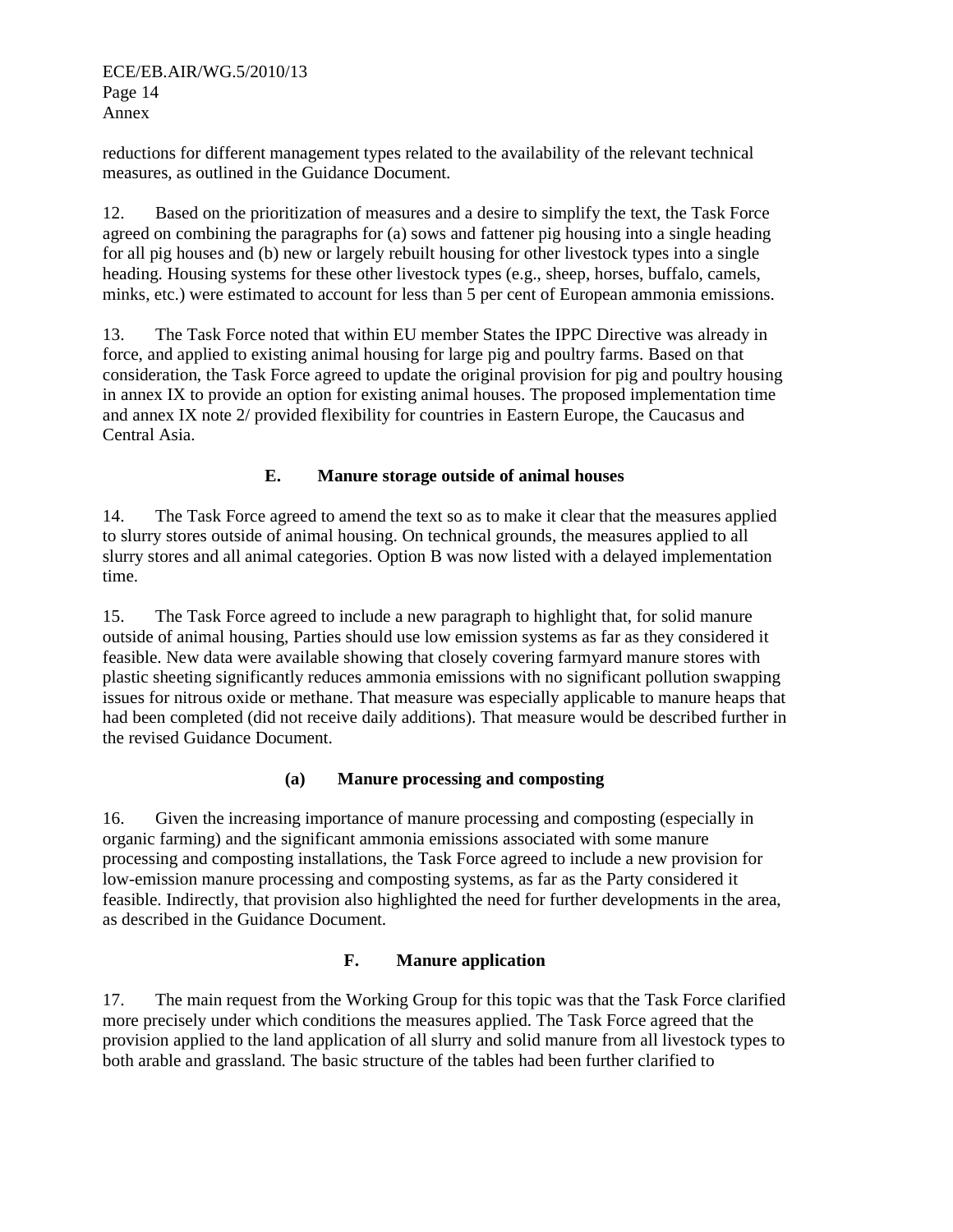reductions for different management types related to the availability of the relevant technical measures, as outlined in the Guidance Document.

12. Based on the prioritization of measures and a desire to simplify the text, the Task Force agreed on combining the paragraphs for (a) sows and fattener pig housing into a single heading for all pig houses and (b) new or largely rebuilt housing for other livestock types into a single heading. Housing systems for these other livestock types (e.g., sheep, horses, buffalo, camels, minks, etc.) were estimated to account for less than 5 per cent of European ammonia emissions.

13. The Task Force noted that within EU member States the IPPC Directive was already in force, and applied to existing animal housing for large pig and poultry farms. Based on that consideration, the Task Force agreed to update the original provision for pig and poultry housing in annex IX to provide an option for existing animal houses. The proposed implementation time and annex IX note 2/ provided flexibility for countries in Eastern Europe, the Caucasus and Central Asia.

### E. Manure storage outside of animal houses

14. The Task Force agreed to amend the text so as to make it clear that the measures applied to slurry stores outside of animal housing. On technical grounds, the measures applied to all slurry stores and all animal categories. Option B was now listed with a delayed implementation time.

15. The Task Force agreed to include a new paragraph to highlight that, for solid manure outside of animal housing, Parties should use low emission systems as far as they considered it feasible. New data were available showing that closely covering farmyard manure stores with plastic sheeting significantly reduces ammonia emissions with no significant pollution swapping issues for nitrous oxide or methane. That measure was especially applicable to manure heaps that had been completed (did not receive daily additions). That measure would be described further in the revised Guidance Document.

#### (a) Manure processing and composting

16. Given the increasing importance of manure processing and composting (especially in organic farming) and the significant ammonia emissions associated with some manure processing and composting installations, the Task Force agreed to include a new provision for low-emission manure processing and composting systems, as far as the Party considered it feasible. Indirectly, that provision also highlighted the need for further developments in the area, as described in the Guidance Document.

### F. Manure application

17. The main request from the Working Group for this topic was that the Task Force clarified more precisely under which conditions the measures applied. The Task Force agreed that the provision applied to the land application of all slurry and solid manure from all livestock types to both arable and grassland. The basic structure of the tables had been further clarified to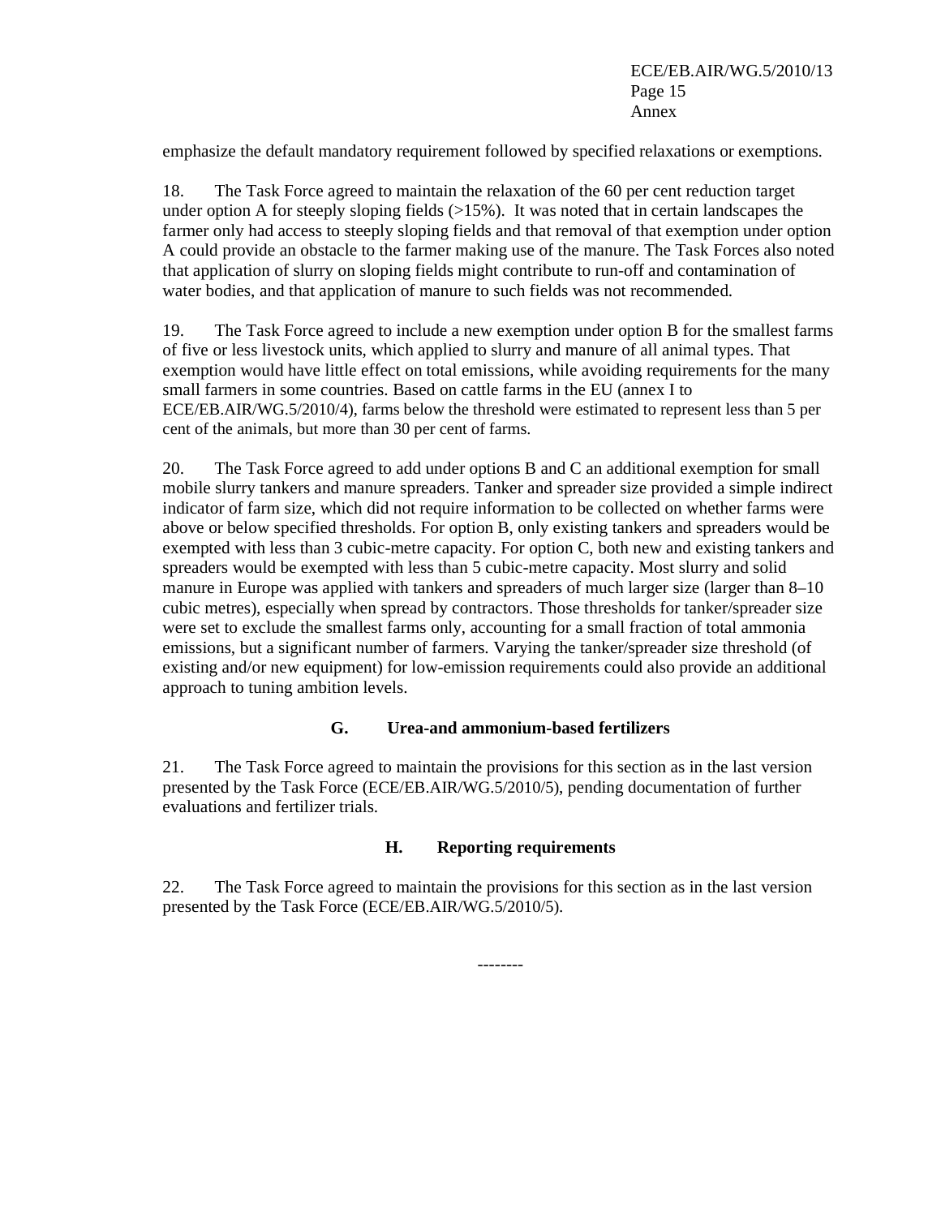emphasize the default mandatory requirement followed by specified relaxations or exemptions.

18. The Task Force agreed to maintain the relaxation of the 60 per cent reduction target under option A for steeply sloping fields (>15%). It was noted that in certain landscapes the farmer only had access to steeply sloping fields and that removal of that exemption under option A could provide an obstacle to the farmer making use of the manure. The Task Forces also noted that application of slurry on sloping fields might contribute to run-off and contamination of water bodies, and that application of manure to such fields was not recommended.

19. The Task Force agreed to include a new exemption under option B for the smallest farms of five or less livestock units, which applied to slurry and manure of all animal types. That exemption would have little effect on total emissions, while avoiding requirements for the many small farmers in some countries. Based on cattle farms in the EU (annex I to ECE/EB.AIR/WG.5/2010/4), farms below the threshold were estimated to represent less than 5 per cent of the animals, but more than 30 per cent of farms.

20. The Task Force agreed to add under options B and C an additional exemption for small mobile slurry tankers and manure spreaders. Tanker and spreader size provided a simple indirect indicator of farm size, which did not require information to be collected on whether farms were above or below specified thresholds. For option B, only existing tankers and spreaders would be exempted with less than 3 cubic-metre capacity. For option C, both new and existing tankers and spreaders would be exempted with less than 5 cubic-metre capacity. Most slurry and solid manure in Europe was applied with tankers and spreaders of much larger size (larger than 8–10 cubic metres), especially when spread by contractors. Those thresholds for tanker/spreader size were set to exclude the smallest farms only, accounting for a small fraction of total ammonia emissions, but a significant number of farmers. Varying the tanker/spreader size threshold (of existing and/or new equipment) for low-emission requirements could also provide an additional approach to tuning ambition levels.

### G. Urea-and ammonium-based fertilizers

21. The Task Force agreed to maintain the provisions for this section as in the last version presented by the Task Force (ECE/EB.AIR/WG.5/2010/5), pending documentation of further evaluations and fertilizer trials.

### H. Reporting requirements

22. The Task Force agreed to maintain the provisions for this section as in the last version presented by the Task Force (ECE/EB.AIR/WG.5/2010/5).

--------